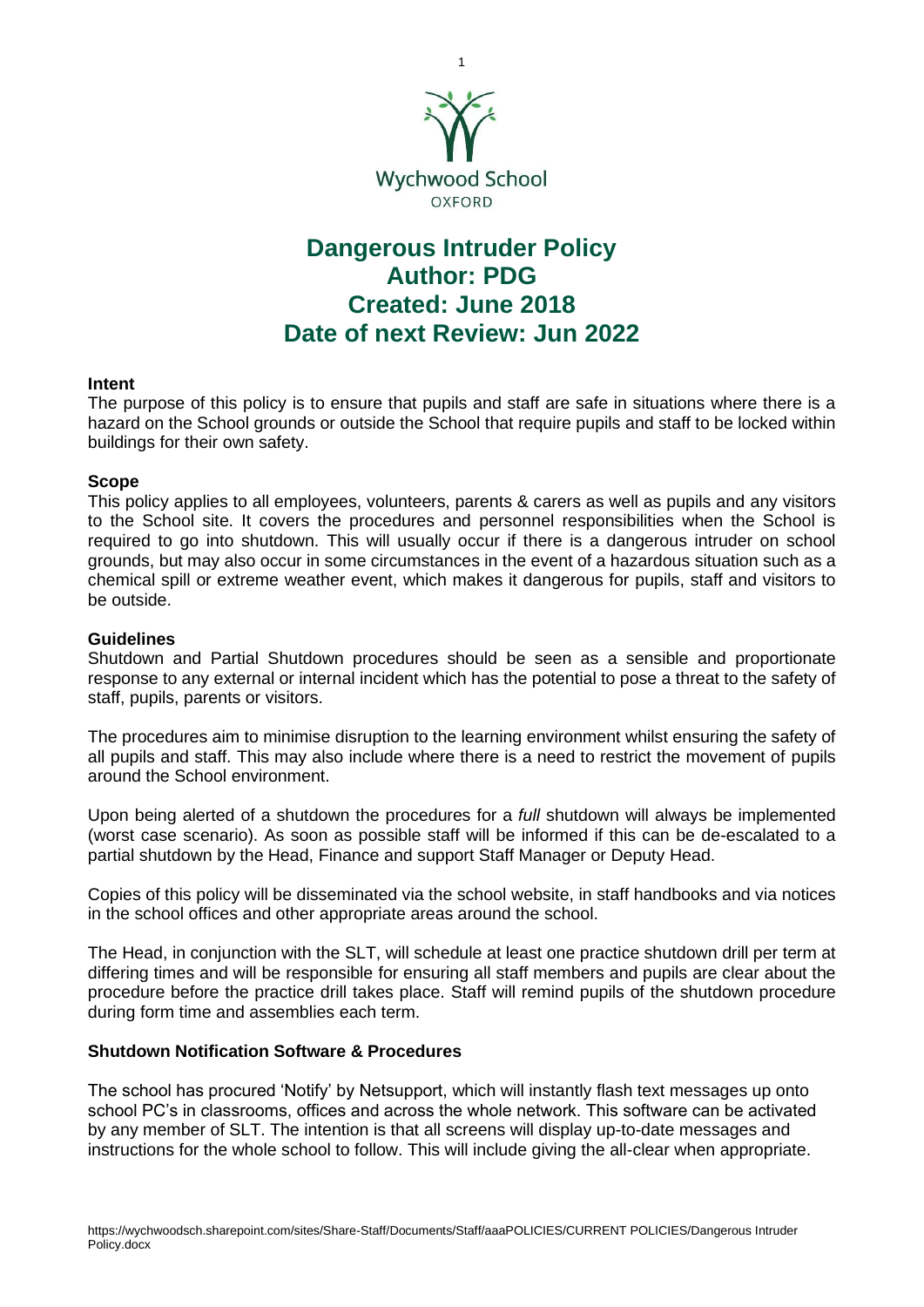Wychwood School
OXFORD

# Dangerous Intruder Policy
## Author: PDG
## Created: June 2018
## Date of next Review: Jun 2022

**Intent**

The purpose of this policy is to ensure that pupils and staff are safe in situations where there is a hazard on the School grounds or outside the School that require pupils and staff to be locked within buildings for their own safety.

**Scope**

This policy applies to all employees, volunteers, parents & carers as well as pupils and any visitors to the School site. It covers the procedures and personnel responsibilities when the School is required to go into shutdown. This will usually occur if there is a dangerous intruder on school grounds, but may also occur in some circumstances in the event of a hazardous situation such as a chemical spill or extreme weather event, which makes it dangerous for pupils, staff and visitors to be outside.

**Guidelines**

Shutdown and Partial Shutdown procedures should be seen as a sensible and proportionate response to any external or internal incident which has the potential to pose a threat to the safety of staff, pupils, parents or visitors.

The procedures aim to minimise disruption to the learning environment whilst ensuring the safety of all pupils and staff. This may also include where there is a need to restrict the movement of pupils around the School environment.

Upon being alerted of a shutdown the procedures for a *full* shutdown will always be implemented (worst case scenario). As soon as possible staff will be informed if this can be de-escalated to a partial shutdown by the Head, Finance and support Staff Manager or Deputy Head.

Copies of this policy will be disseminated via the school website, in staff handbooks and via notices in the school offices and other appropriate areas around the school.

The Head, in conjunction with the SLT, will schedule at least one practice shutdown drill per term at differing times and will be responsible for ensuring all staff members and pupils are clear about the procedure before the practice drill takes place. Staff will remind pupils of the shutdown procedure during form time and assemblies each term.

**Shutdown Notification Software & Procedures**

The school has procured 'Notify' by Netsupport, which will instantly flash text messages up onto school PC's in classrooms, offices and across the whole network. This software can be activated by any member of SLT. The intention is that all screens will display up-to-date messages and instructions for the whole school to follow. This will include giving the all-clear when appropriate.

https://wychwoodsch.sharepoint.com/sites/Share-Staff/Documents/Staff/aaaPOLICIES/CURRENT POLICIES/Dangerous Intruder Policy.docx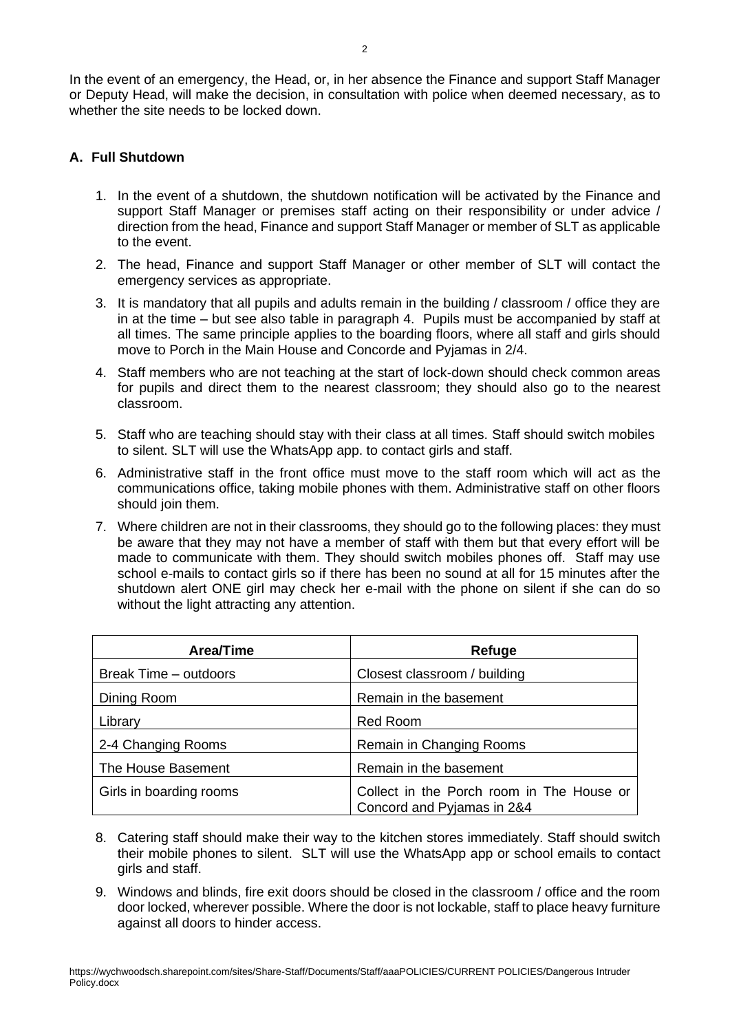In the event of an emergency, the Head, or, in her absence the Finance and support Staff Manager or Deputy Head, will make the decision, in consultation with police when deemed necessary, as to whether the site needs to be locked down.

### A. Full Shutdown

1. In the event of a shutdown, the shutdown notification will be activated by the Finance and support Staff Manager or premises staff acting on their responsibility or under advice / direction from the head, Finance and support Staff Manager or member of SLT as applicable to the event.
2. The head, Finance and support Staff Manager or other member of SLT will contact the emergency services as appropriate.
3. It is mandatory that all pupils and adults remain in the building / classroom / office they are in at the time – but see also table in paragraph 4. Pupils must be accompanied by staff at all times. The same principle applies to the boarding floors, where all staff and girls should move to Porch in the Main House and Concorde and Pyjamas in 2/4.
4. Staff members who are not teaching at the start of lock-down should check common areas for pupils and direct them to the nearest classroom; they should also go to the nearest classroom.
5. Staff who are teaching should stay with their class at all times. Staff should switch mobiles to silent. SLT will use the WhatsApp app. to contact girls and staff.
6. Administrative staff in the front office must move to the staff room which will act as the communications office, taking mobile phones with them. Administrative staff on other floors should join them.
7. Where children are not in their classrooms, they should go to the following places: they must be aware that they may not have a member of staff with them but that every effort will be made to communicate with them. They should switch mobiles phones off. Staff may use school e-mails to contact girls so if there has been no sound at all for 15 minutes after the shutdown alert ONE girl may check her e-mail with the phone on silent if she can do so without the light attracting any attention.

| Area/Time | Refuge |
|---|---|
| Break Time – outdoors | Closest classroom / building |
| Dining Room | Remain in the basement |
| Library | Red Room |
| 2-4 Changing Rooms | Remain in Changing Rooms |
| The House Basement | Remain in the basement |
| Girls in boarding rooms | Collect in the Porch room in The House or Concord and Pyjamas in 2&4 |

8. Catering staff should make their way to the kitchen stores immediately. Staff should switch their mobile phones to silent. SLT will use the WhatsApp app or school emails to contact girls and staff.
9. Windows and blinds, fire exit doors should be closed in the classroom / office and the room door locked, wherever possible. Where the door is not lockable, staff to place heavy furniture against all doors to hinder access.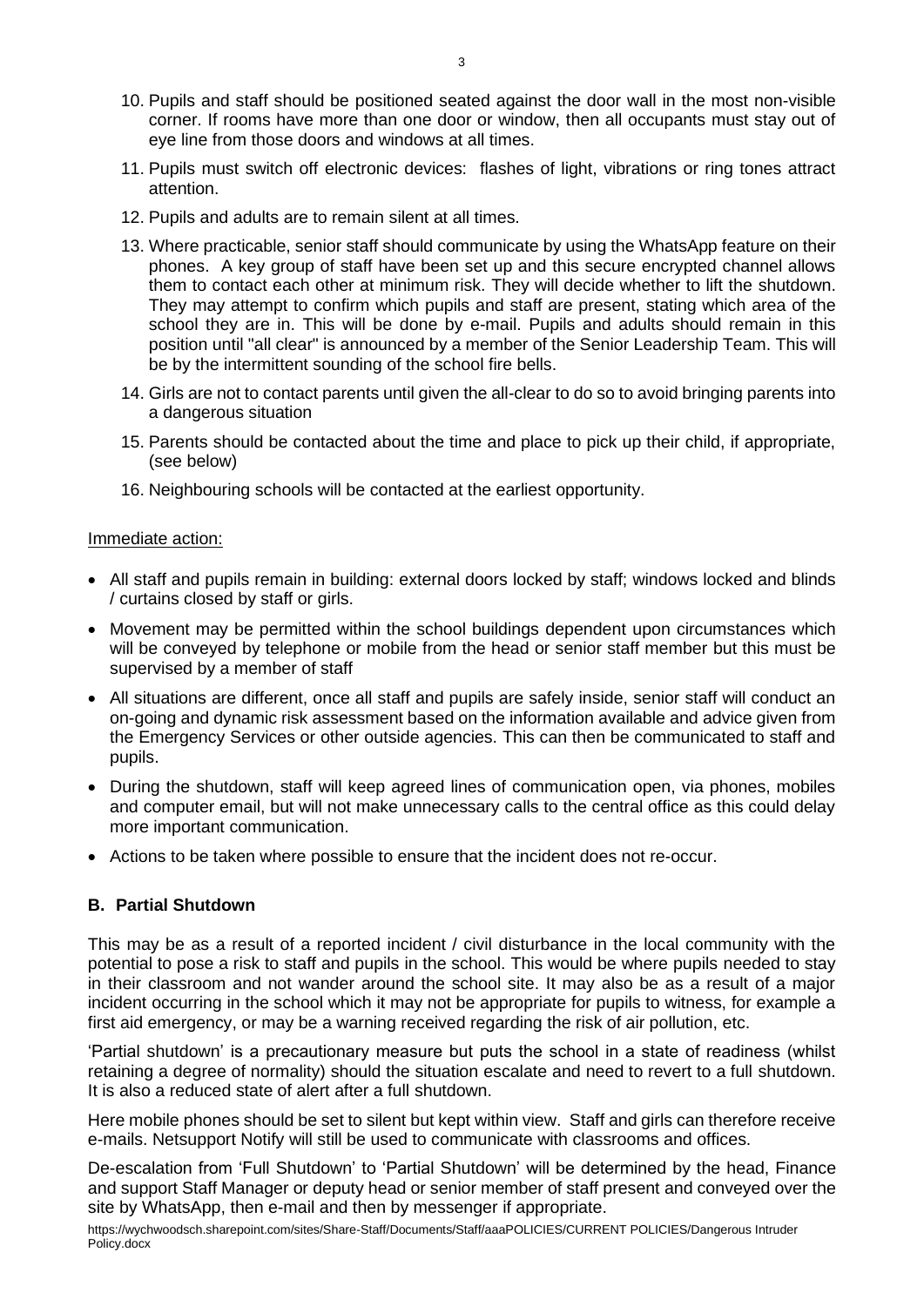10. Pupils and staff should be positioned seated against the door wall in the most non-visible corner. If rooms have more than one door or window, then all occupants must stay out of eye line from those doors and windows at all times.
11. Pupils must switch off electronic devices: flashes of light, vibrations or ring tones attract attention.
12. Pupils and adults are to remain silent at all times.
13. Where practicable, senior staff should communicate by using the WhatsApp feature on their phones. A key group of staff have been set up and this secure encrypted channel allows them to contact each other at minimum risk. They will decide whether to lift the shutdown. They may attempt to confirm which pupils and staff are present, stating which area of the school they are in. This will be done by e-mail. Pupils and adults should remain in this position until "all clear" is announced by a member of the Senior Leadership Team. This will be by the intermittent sounding of the school fire bells.
14. Girls are not to contact parents until given the all-clear to do so to avoid bringing parents into a dangerous situation
15. Parents should be contacted about the time and place to pick up their child, if appropriate, (see below)
16. Neighbouring schools will be contacted at the earliest opportunity.

Immediate action:

- All staff and pupils remain in building: external doors locked by staff; windows locked and blinds / curtains closed by staff or girls.
- Movement may be permitted within the school buildings dependent upon circumstances which will be conveyed by telephone or mobile from the head or senior staff member but this must be supervised by a member of staff
- All situations are different, once all staff and pupils are safely inside, senior staff will conduct an on-going and dynamic risk assessment based on the information available and advice given from the Emergency Services or other outside agencies. This can then be communicated to staff and pupils.
- During the shutdown, staff will keep agreed lines of communication open, via phones, mobiles and computer email, but will not make unnecessary calls to the central office as this could delay more important communication.
- Actions to be taken where possible to ensure that the incident does not re-occur.

### B. Partial Shutdown

This may be as a result of a reported incident / civil disturbance in the local community with the potential to pose a risk to staff and pupils in the school. This would be where pupils needed to stay in their classroom and not wander around the school site. It may also be as a result of a major incident occurring in the school which it may not be appropriate for pupils to witness, for example a first aid emergency, or may be a warning received regarding the risk of air pollution, etc.

'Partial shutdown' is a precautionary measure but puts the school in a state of readiness (whilst retaining a degree of normality) should the situation escalate and need to revert to a full shutdown. It is also a reduced state of alert after a full shutdown.

Here mobile phones should be set to silent but kept within view. Staff and girls can therefore receive e-mails. Netsupport Notify will still be used to communicate with classrooms and offices.

De-escalation from 'Full Shutdown' to 'Partial Shutdown' will be determined by the head, Finance and support Staff Manager or deputy head or senior member of staff present and conveyed over the site by WhatsApp, then e-mail and then by messenger if appropriate.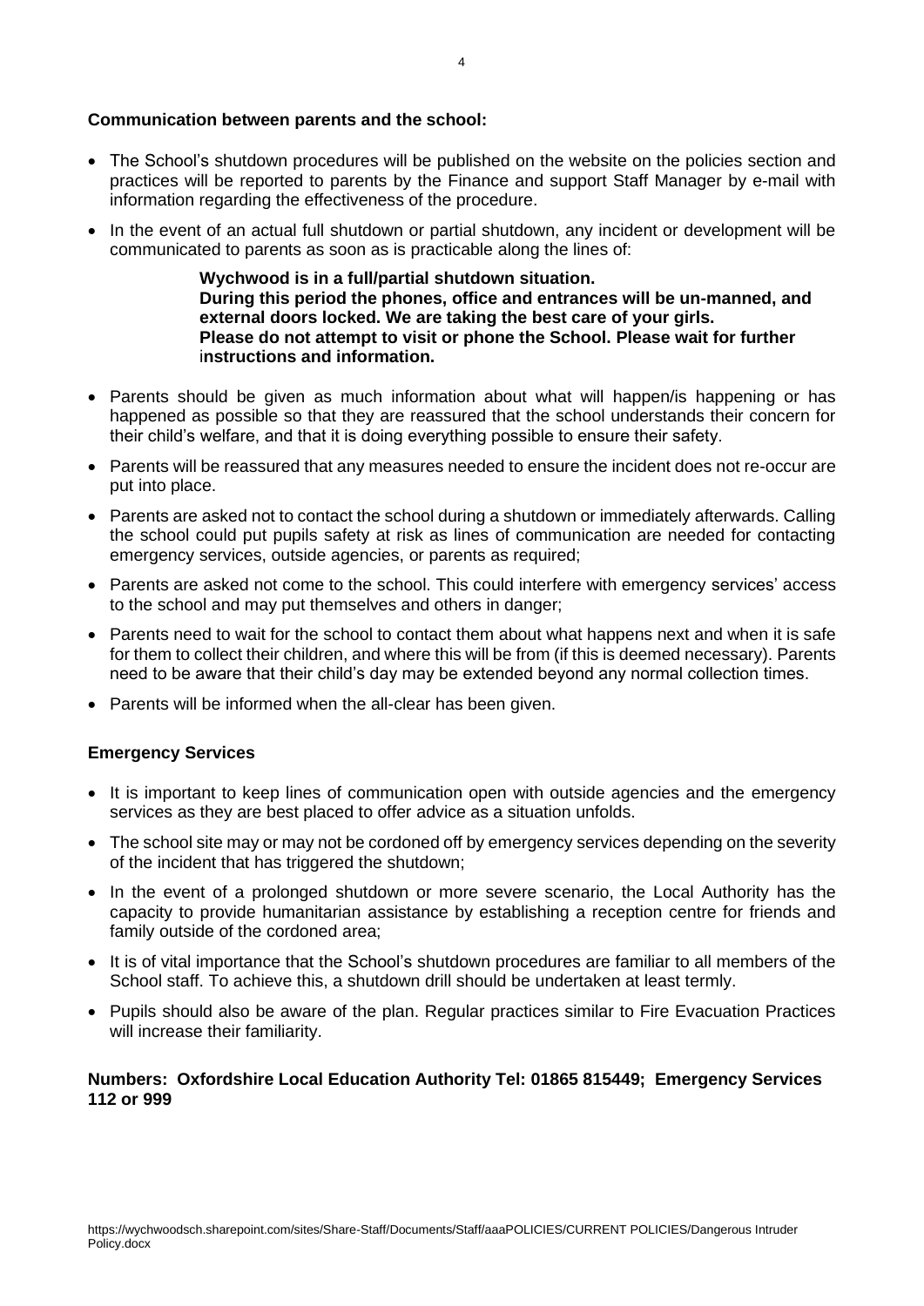**Communication between parents and the school:**

- The School's shutdown procedures will be published on the website on the policies section and practices will be reported to parents by the Finance and support Staff Manager by e-mail with information regarding the effectiveness of the procedure.
- In the event of an actual full shutdown or partial shutdown, any incident or development will be communicated to parents as soon as is practicable along the lines of:

  **Wychwood is in a full/partial shutdown situation.**
  **During this period the phones, office and entrances will be un-manned, and external doors locked. We are taking the best care of your girls.**
  **Please do not attempt to visit or phone the School. Please wait for further** i**nstructions and information.**

- Parents should be given as much information about what will happen/is happening or has happened as possible so that they are reassured that the school understands their concern for their child's welfare, and that it is doing everything possible to ensure their safety.
- Parents will be reassured that any measures needed to ensure the incident does not re-occur are put into place.
- Parents are asked not to contact the school during a shutdown or immediately afterwards. Calling the school could put pupils safety at risk as lines of communication are needed for contacting emergency services, outside agencies, or parents as required;
- Parents are asked not come to the school. This could interfere with emergency services' access to the school and may put themselves and others in danger;
- Parents need to wait for the school to contact them about what happens next and when it is safe for them to collect their children, and where this will be from (if this is deemed necessary). Parents need to be aware that their child's day may be extended beyond any normal collection times.
- Parents will be informed when the all-clear has been given.

**Emergency Services**

- It is important to keep lines of communication open with outside agencies and the emergency services as they are best placed to offer advice as a situation unfolds.
- The school site may or may not be cordoned off by emergency services depending on the severity of the incident that has triggered the shutdown;
- In the event of a prolonged shutdown or more severe scenario, the Local Authority has the capacity to provide humanitarian assistance by establishing a reception centre for friends and family outside of the cordoned area;
- It is of vital importance that the School's shutdown procedures are familiar to all members of the School staff. To achieve this, a shutdown drill should be undertaken at least termly.
- Pupils should also be aware of the plan. Regular practices similar to Fire Evacuation Practices will increase their familiarity.

**Numbers: Oxfordshire Local Education Authority Tel: 01865 815449; Emergency Services 112 or 999**